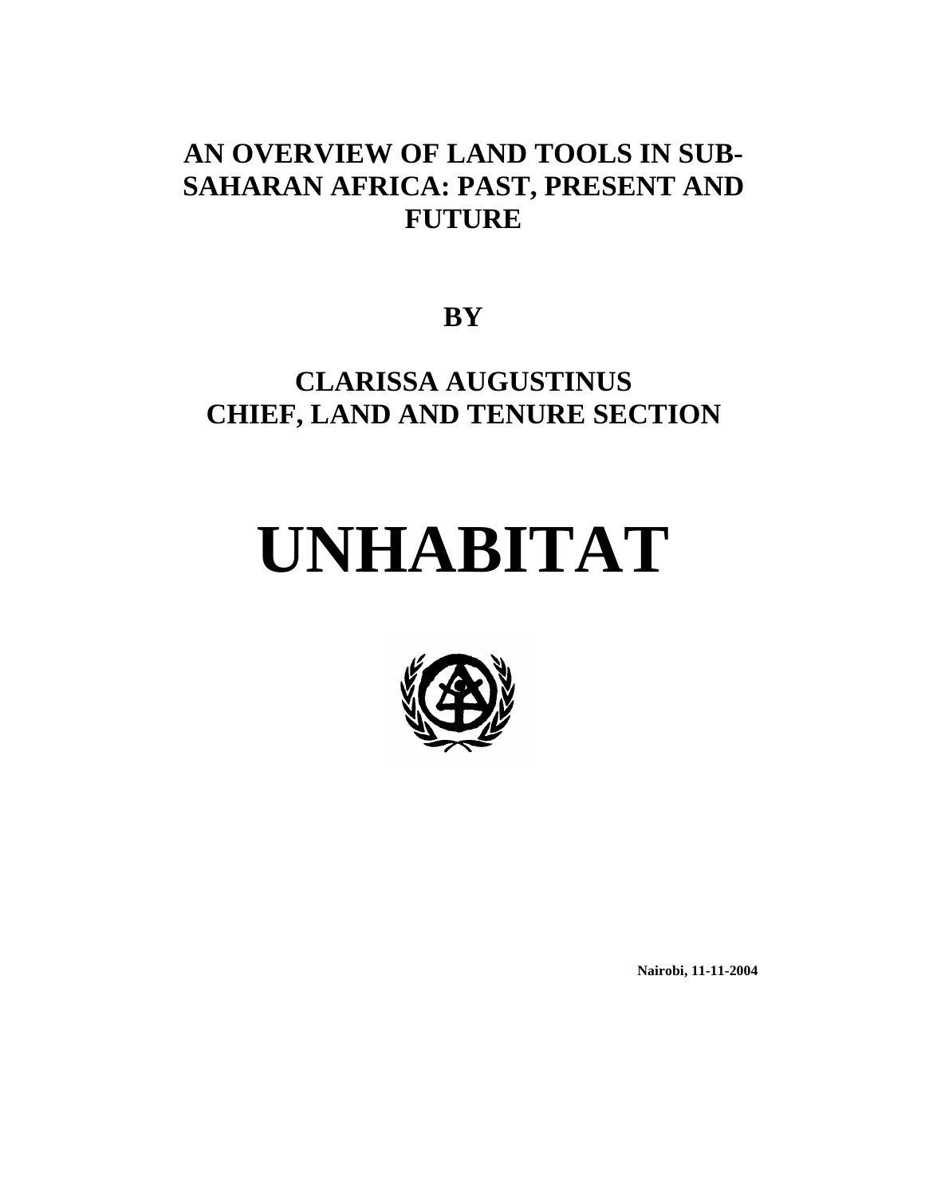# AN OVERVIEW OF LAND TOOLS IN SUB-SAHARAN AFRICA: PAST, PRESENT AND FUTURE

**BY**

**CLARISSA AUGUSTINUS**
**CHIEF, LAND AND TENURE SECTION**

# UNHABITAT

**Nairobi, 11-11-2004**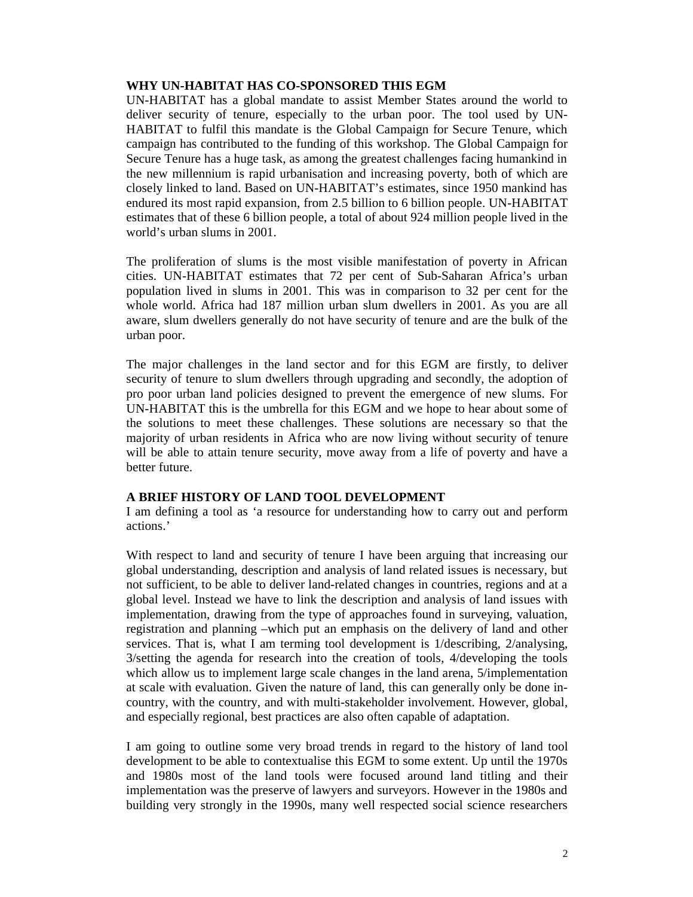## WHY UN-HABITAT HAS CO-SPONSORED THIS EGM

UN-HABITAT has a global mandate to assist Member States around the world to deliver security of tenure, especially to the urban poor. The tool used by UN-HABITAT to fulfil this mandate is the Global Campaign for Secure Tenure, which campaign has contributed to the funding of this workshop. The Global Campaign for Secure Tenure has a huge task, as among the greatest challenges facing humankind in the new millennium is rapid urbanisation and increasing poverty, both of which are closely linked to land. Based on UN-HABITAT's estimates, since 1950 mankind has endured its most rapid expansion, from 2.5 billion to 6 billion people. UN-HABITAT estimates that of these 6 billion people, a total of about 924 million people lived in the world's urban slums in 2001.

The proliferation of slums is the most visible manifestation of poverty in African cities. UN-HABITAT estimates that 72 per cent of Sub-Saharan Africa's urban population lived in slums in 2001. This was in comparison to 32 per cent for the whole world. Africa had 187 million urban slum dwellers in 2001. As you are all aware, slum dwellers generally do not have security of tenure and are the bulk of the urban poor.

The major challenges in the land sector and for this EGM are firstly, to deliver security of tenure to slum dwellers through upgrading and secondly, the adoption of pro poor urban land policies designed to prevent the emergence of new slums. For UN-HABITAT this is the umbrella for this EGM and we hope to hear about some of the solutions to meet these challenges. These solutions are necessary so that the majority of urban residents in Africa who are now living without security of tenure will be able to attain tenure security, move away from a life of poverty and have a better future.

## A BRIEF HISTORY OF LAND TOOL DEVELOPMENT

I am defining a tool as 'a resource for understanding how to carry out and perform actions.'

With respect to land and security of tenure I have been arguing that increasing our global understanding, description and analysis of land related issues is necessary, but not sufficient, to be able to deliver land-related changes in countries, regions and at a global level. Instead we have to link the description and analysis of land issues with implementation, drawing from the type of approaches found in surveying, valuation, registration and planning –which put an emphasis on the delivery of land and other services. That is, what I am terming tool development is 1/describing, 2/analysing, 3/setting the agenda for research into the creation of tools, 4/developing the tools which allow us to implement large scale changes in the land arena, 5/implementation at scale with evaluation. Given the nature of land, this can generally only be done in-country, with the country, and with multi-stakeholder involvement. However, global, and especially regional, best practices are also often capable of adaptation.

I am going to outline some very broad trends in regard to the history of land tool development to be able to contextualise this EGM to some extent. Up until the 1970s and 1980s most of the land tools were focused around land titling and their implementation was the preserve of lawyers and surveyors. However in the 1980s and building very strongly in the 1990s, many well respected social science researchers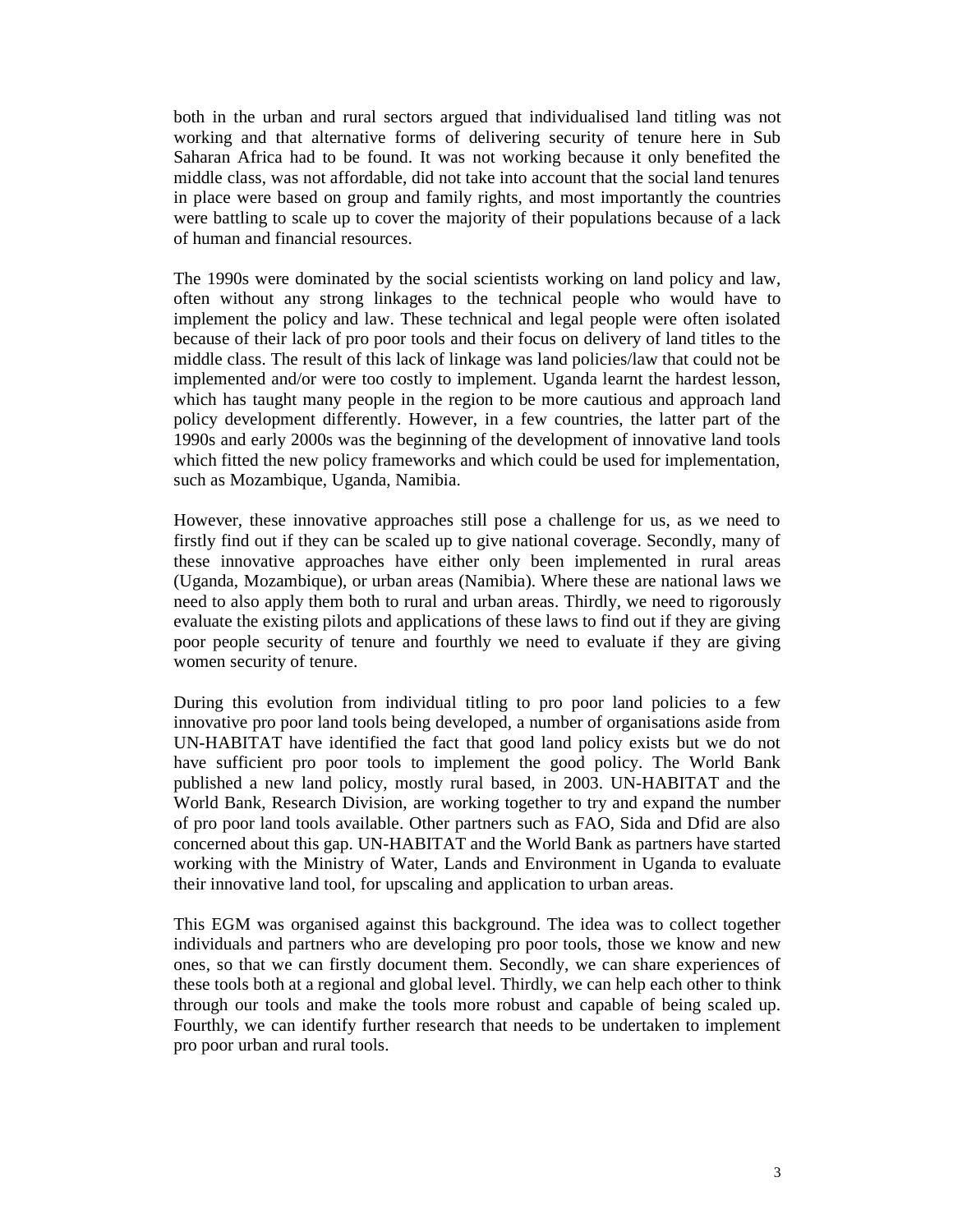both in the urban and rural sectors argued that individualised land titling was not working and that alternative forms of delivering security of tenure here in Sub Saharan Africa had to be found. It was not working because it only benefited the middle class, was not affordable, did not take into account that the social land tenures in place were based on group and family rights, and most importantly the countries were battling to scale up to cover the majority of their populations because of a lack of human and financial resources.

The 1990s were dominated by the social scientists working on land policy and law, often without any strong linkages to the technical people who would have to implement the policy and law. These technical and legal people were often isolated because of their lack of pro poor tools and their focus on delivery of land titles to the middle class. The result of this lack of linkage was land policies/law that could not be implemented and/or were too costly to implement. Uganda learnt the hardest lesson, which has taught many people in the region to be more cautious and approach land policy development differently. However, in a few countries, the latter part of the 1990s and early 2000s was the beginning of the development of innovative land tools which fitted the new policy frameworks and which could be used for implementation, such as Mozambique, Uganda, Namibia.

However, these innovative approaches still pose a challenge for us, as we need to firstly find out if they can be scaled up to give national coverage. Secondly, many of these innovative approaches have either only been implemented in rural areas (Uganda, Mozambique), or urban areas (Namibia). Where these are national laws we need to also apply them both to rural and urban areas. Thirdly, we need to rigorously evaluate the existing pilots and applications of these laws to find out if they are giving poor people security of tenure and fourthly we need to evaluate if they are giving women security of tenure.

During this evolution from individual titling to pro poor land policies to a few innovative pro poor land tools being developed, a number of organisations aside from UN-HABITAT have identified the fact that good land policy exists but we do not have sufficient pro poor tools to implement the good policy. The World Bank published a new land policy, mostly rural based, in 2003. UN-HABITAT and the World Bank, Research Division, are working together to try and expand the number of pro poor land tools available. Other partners such as FAO, Sida and Dfid are also concerned about this gap. UN-HABITAT and the World Bank as partners have started working with the Ministry of Water, Lands and Environment in Uganda to evaluate their innovative land tool, for upscaling and application to urban areas.

This EGM was organised against this background. The idea was to collect together individuals and partners who are developing pro poor tools, those we know and new ones, so that we can firstly document them. Secondly, we can share experiences of these tools both at a regional and global level. Thirdly, we can help each other to think through our tools and make the tools more robust and capable of being scaled up. Fourthly, we can identify further research that needs to be undertaken to implement pro poor urban and rural tools.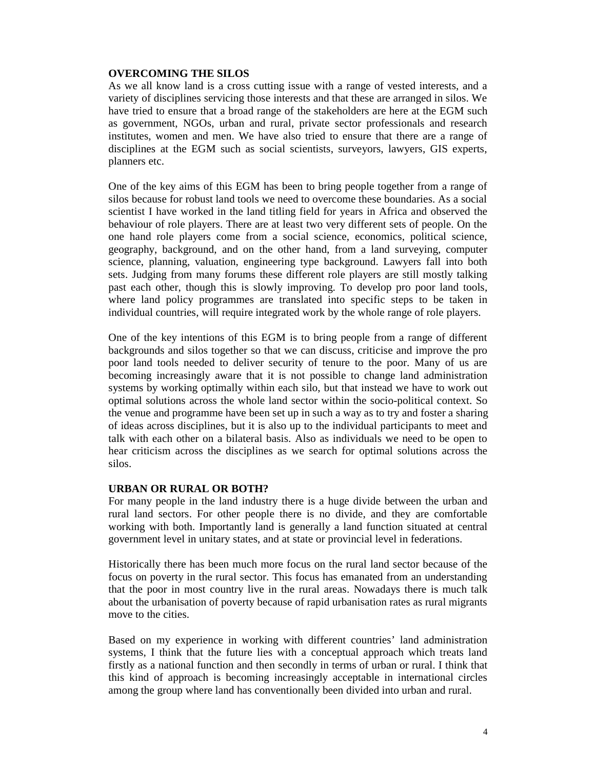**OVERCOMING THE SILOS**

As we all know land is a cross cutting issue with a range of vested interests, and a variety of disciplines servicing those interests and that these are arranged in silos. We have tried to ensure that a broad range of the stakeholders are here at the EGM such as government, NGOs, urban and rural, private sector professionals and research institutes, women and men. We have also tried to ensure that there are a range of disciplines at the EGM such as social scientists, surveyors, lawyers, GIS experts, planners etc.

One of the key aims of this EGM has been to bring people together from a range of silos because for robust land tools we need to overcome these boundaries. As a social scientist I have worked in the land titling field for years in Africa and observed the behaviour of role players. There are at least two very different sets of people. On the one hand role players come from a social science, economics, political science, geography, background, and on the other hand, from a land surveying, computer science, planning, valuation, engineering type background. Lawyers fall into both sets. Judging from many forums these different role players are still mostly talking past each other, though this is slowly improving. To develop pro poor land tools, where land policy programmes are translated into specific steps to be taken in individual countries, will require integrated work by the whole range of role players.

One of the key intentions of this EGM is to bring people from a range of different backgrounds and silos together so that we can discuss, criticise and improve the pro poor land tools needed to deliver security of tenure to the poor. Many of us are becoming increasingly aware that it is not possible to change land administration systems by working optimally within each silo, but that instead we have to work out optimal solutions across the whole land sector within the socio-political context. So the venue and programme have been set up in such a way as to try and foster a sharing of ideas across disciplines, but it is also up to the individual participants to meet and talk with each other on a bilateral basis. Also as individuals we need to be open to hear criticism across the disciplines as we search for optimal solutions across the silos.

**URBAN OR RURAL OR BOTH?**

For many people in the land industry there is a huge divide between the urban and rural land sectors. For other people there is no divide, and they are comfortable working with both. Importantly land is generally a land function situated at central government level in unitary states, and at state or provincial level in federations.

Historically there has been much more focus on the rural land sector because of the focus on poverty in the rural sector. This focus has emanated from an understanding that the poor in most country live in the rural areas. Nowadays there is much talk about the urbanisation of poverty because of rapid urbanisation rates as rural migrants move to the cities.

Based on my experience in working with different countries' land administration systems, I think that the future lies with a conceptual approach which treats land firstly as a national function and then secondly in terms of urban or rural. I think that this kind of approach is becoming increasingly acceptable in international circles among the group where land has conventionally been divided into urban and rural.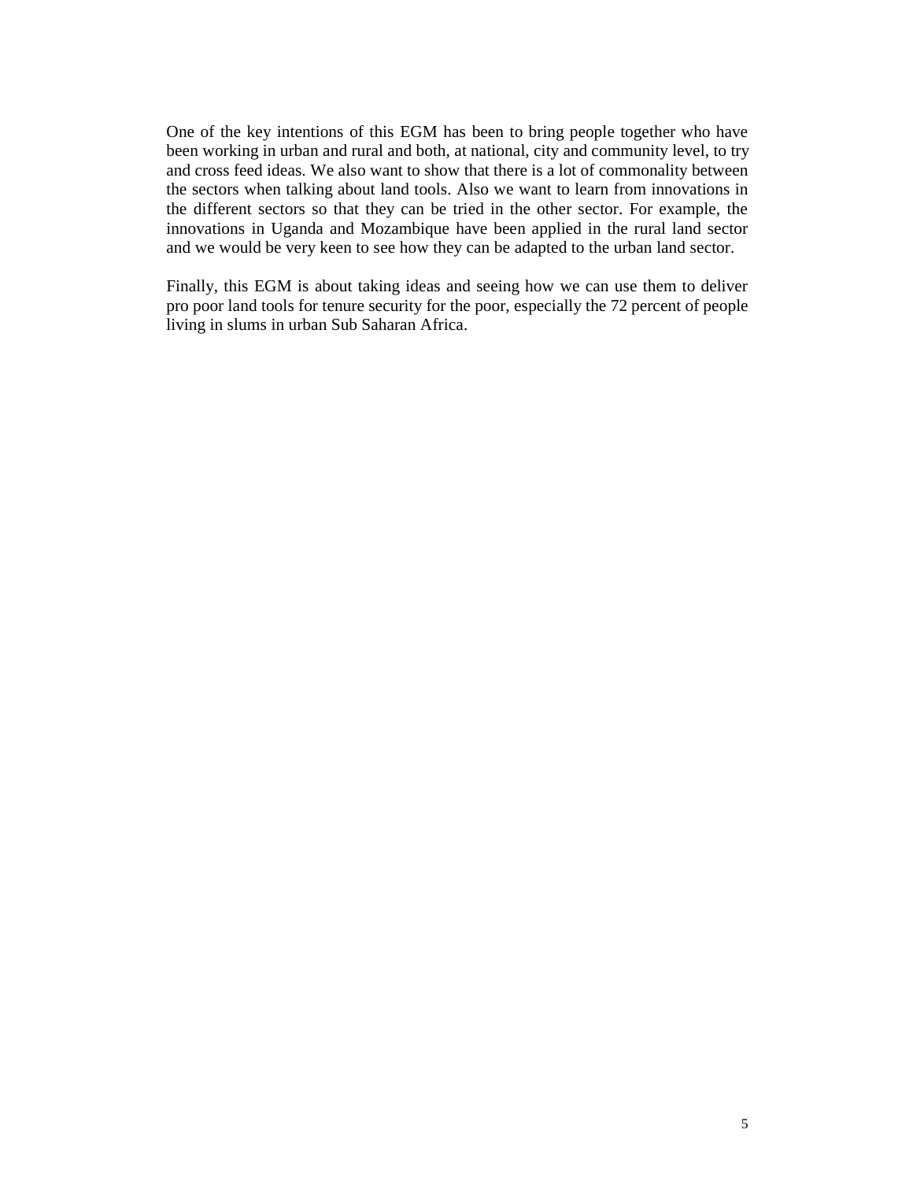One of the key intentions of this EGM has been to bring people together who have been working in urban and rural and both, at national, city and community level, to try and cross feed ideas. We also want to show that there is a lot of commonality between the sectors when talking about land tools. Also we want to learn from innovations in the different sectors so that they can be tried in the other sector. For example, the innovations in Uganda and Mozambique have been applied in the rural land sector and we would be very keen to see how they can be adapted to the urban land sector.

Finally, this EGM is about taking ideas and seeing how we can use them to deliver pro poor land tools for tenure security for the poor, especially the 72 percent of people living in slums in urban Sub Saharan Africa.